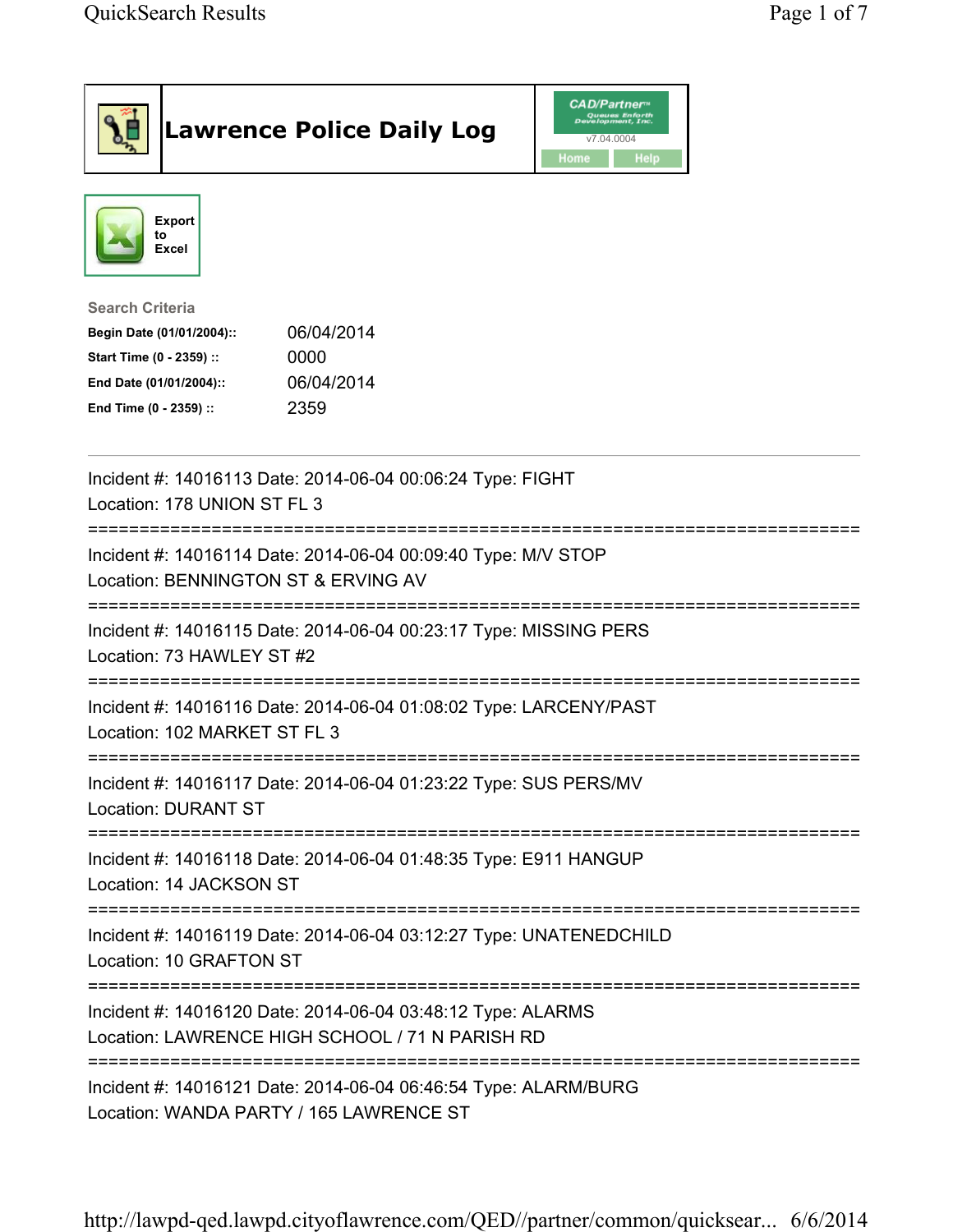# Lawrence Police Daily Log

CAD/Partner
v7.04.0004

Home Help

Export to Excel

**Search Criteria**

| | |
|---|---|
| **Begin Date (01/01/2004)::** | 06/04/2014 |
| **Start Time (0 - 2359) ::** | 0000 |
| **End Date (01/01/2004)::** | 06/04/2014 |
| **End Time (0 - 2359) ::** | 2359 |

---

Incident #: 14016113 Date: 2014-06-04 00:06:24 Type: FIGHT
Location: 178 UNION ST FL 3

===========================================================================

Incident #: 14016114 Date: 2014-06-04 00:09:40 Type: M/V STOP
Location: BENNINGTON ST & ERVING AV

===========================================================================

Incident #: 14016115 Date: 2014-06-04 00:23:17 Type: MISSING PERS
Location: 73 HAWLEY ST #2

===========================================================================

Incident #: 14016116 Date: 2014-06-04 01:08:02 Type: LARCENY/PAST
Location: 102 MARKET ST FL 3

===========================================================================

Incident #: 14016117 Date: 2014-06-04 01:23:22 Type: SUS PERS/MV
Location: DURANT ST

===========================================================================

Incident #: 14016118 Date: 2014-06-04 01:48:35 Type: E911 HANGUP
Location: 14 JACKSON ST

===========================================================================

Incident #: 14016119 Date: 2014-06-04 03:12:27 Type: UNATENEDCHILD
Location: 10 GRAFTON ST

===========================================================================

Incident #: 14016120 Date: 2014-06-04 03:48:12 Type: ALARMS
Location: LAWRENCE HIGH SCHOOL / 71 N PARISH RD

===========================================================================

Incident #: 14016121 Date: 2014-06-04 06:46:54 Type: ALARM/BURG
Location: WANDA PARTY / 165 LAWRENCE ST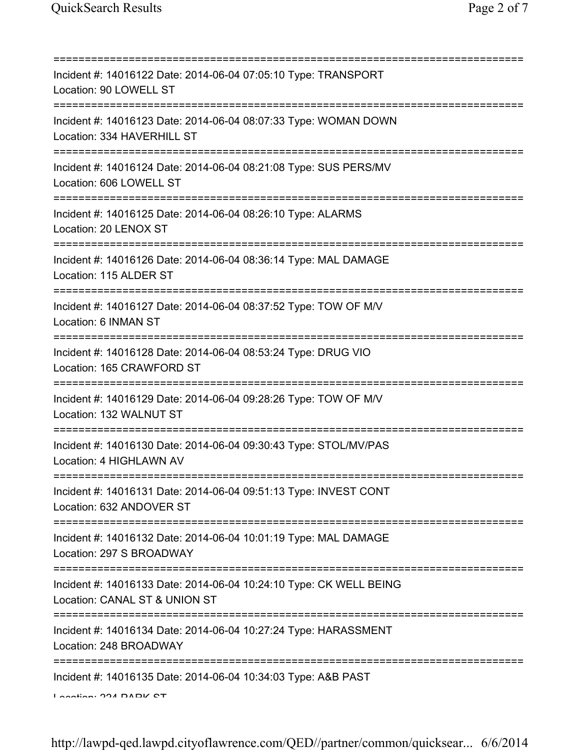===========================================================================
Incident #: 14016122 Date: 2014-06-04 07:05:10 Type: TRANSPORT
Location: 90 LOWELL ST
===========================================================================
Incident #: 14016123 Date: 2014-06-04 08:07:33 Type: WOMAN DOWN
Location: 334 HAVERHILL ST
===========================================================================
Incident #: 14016124 Date: 2014-06-04 08:21:08 Type: SUS PERS/MV
Location: 606 LOWELL ST
===========================================================================
Incident #: 14016125 Date: 2014-06-04 08:26:10 Type: ALARMS
Location: 20 LENOX ST
===========================================================================
Incident #: 14016126 Date: 2014-06-04 08:36:14 Type: MAL DAMAGE
Location: 115 ALDER ST
===========================================================================
Incident #: 14016127 Date: 2014-06-04 08:37:52 Type: TOW OF M/V
Location: 6 INMAN ST
===========================================================================
Incident #: 14016128 Date: 2014-06-04 08:53:24 Type: DRUG VIO
Location: 165 CRAWFORD ST
===========================================================================
Incident #: 14016129 Date: 2014-06-04 09:28:26 Type: TOW OF M/V
Location: 132 WALNUT ST
===========================================================================
Incident #: 14016130 Date: 2014-06-04 09:30:43 Type: STOL/MV/PAS
Location: 4 HIGHLAWN AV
===========================================================================
Incident #: 14016131 Date: 2014-06-04 09:51:13 Type: INVEST CONT
Location: 632 ANDOVER ST
===========================================================================
Incident #: 14016132 Date: 2014-06-04 10:01:19 Type: MAL DAMAGE
Location: 297 S BROADWAY
===========================================================================
Incident #: 14016133 Date: 2014-06-04 10:24:10 Type: CK WELL BEING
Location: CANAL ST & UNION ST
===========================================================================
Incident #: 14016134 Date: 2014-06-04 10:27:24 Type: HARASSMENT
Location: 248 BROADWAY
===========================================================================
Incident #: 14016135 Date: 2014-06-04 10:34:03 Type: A&B PAST
Location: 224 PARK ST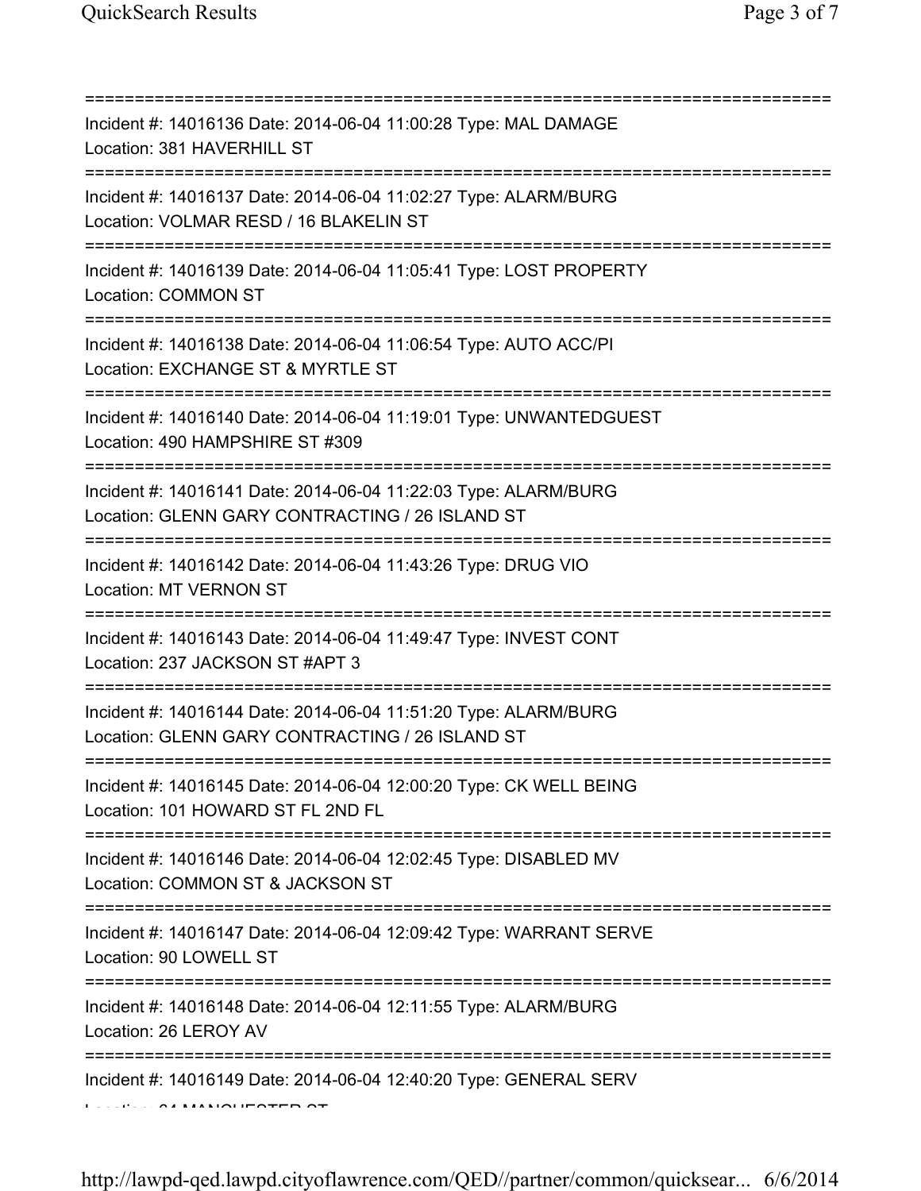===========================================================================

Incident #: 14016136 Date: 2014-06-04 11:00:28 Type: MAL DAMAGE
Location: 381 HAVERHILL ST

===========================================================================

Incident #: 14016137 Date: 2014-06-04 11:02:27 Type: ALARM/BURG
Location: VOLMAR RESD / 16 BLAKELIN ST

===========================================================================

Incident #: 14016139 Date: 2014-06-04 11:05:41 Type: LOST PROPERTY
Location: COMMON ST

===========================================================================

Incident #: 14016138 Date: 2014-06-04 11:06:54 Type: AUTO ACC/PI
Location: EXCHANGE ST & MYRTLE ST

===========================================================================

Incident #: 14016140 Date: 2014-06-04 11:19:01 Type: UNWANTEDGUEST
Location: 490 HAMPSHIRE ST #309

===========================================================================

Incident #: 14016141 Date: 2014-06-04 11:22:03 Type: ALARM/BURG
Location: GLENN GARY CONTRACTING / 26 ISLAND ST

===========================================================================

Incident #: 14016142 Date: 2014-06-04 11:43:26 Type: DRUG VIO
Location: MT VERNON ST

===========================================================================

Incident #: 14016143 Date: 2014-06-04 11:49:47 Type: INVEST CONT
Location: 237 JACKSON ST #APT 3

===========================================================================

Incident #: 14016144 Date: 2014-06-04 11:51:20 Type: ALARM/BURG
Location: GLENN GARY CONTRACTING / 26 ISLAND ST

===========================================================================

Incident #: 14016145 Date: 2014-06-04 12:00:20 Type: CK WELL BEING
Location: 101 HOWARD ST FL 2ND FL

===========================================================================

Incident #: 14016146 Date: 2014-06-04 12:02:45 Type: DISABLED MV
Location: COMMON ST & JACKSON ST

===========================================================================

Incident #: 14016147 Date: 2014-06-04 12:09:42 Type: WARRANT SERVE
Location: 90 LOWELL ST

===========================================================================

Incident #: 14016148 Date: 2014-06-04 12:11:55 Type: ALARM/BURG
Location: 26 LEROY AV

===========================================================================

Incident #: 14016149 Date: 2014-06-04 12:40:20 Type: GENERAL SERV
Location: 64 MANCHESTER ST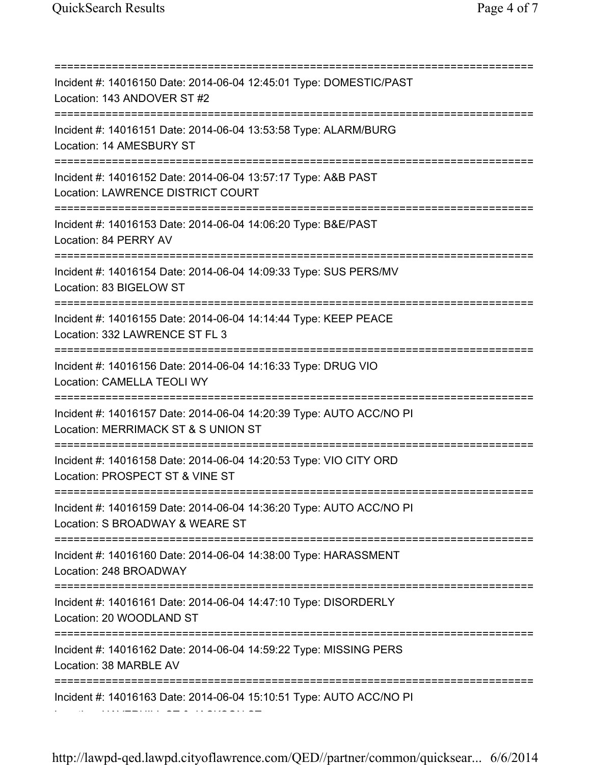===========================================================================
Incident #: 14016150 Date: 2014-06-04 12:45:01 Type: DOMESTIC/PAST
Location: 143 ANDOVER ST #2
===========================================================================
Incident #: 14016151 Date: 2014-06-04 13:53:58 Type: ALARM/BURG
Location: 14 AMESBURY ST
===========================================================================
Incident #: 14016152 Date: 2014-06-04 13:57:17 Type: A&B PAST
Location: LAWRENCE DISTRICT COURT
===========================================================================
Incident #: 14016153 Date: 2014-06-04 14:06:20 Type: B&E/PAST
Location: 84 PERRY AV
===========================================================================
Incident #: 14016154 Date: 2014-06-04 14:09:33 Type: SUS PERS/MV
Location: 83 BIGELOW ST
===========================================================================
Incident #: 14016155 Date: 2014-06-04 14:14:44 Type: KEEP PEACE
Location: 332 LAWRENCE ST FL 3
===========================================================================
Incident #: 14016156 Date: 2014-06-04 14:16:33 Type: DRUG VIO
Location: CAMELLA TEOLI WY
===========================================================================
Incident #: 14016157 Date: 2014-06-04 14:20:39 Type: AUTO ACC/NO PI
Location: MERRIMACK ST & S UNION ST
===========================================================================
Incident #: 14016158 Date: 2014-06-04 14:20:53 Type: VIO CITY ORD
Location: PROSPECT ST & VINE ST
===========================================================================
Incident #: 14016159 Date: 2014-06-04 14:36:20 Type: AUTO ACC/NO PI
Location: S BROADWAY & WEARE ST
===========================================================================
Incident #: 14016160 Date: 2014-06-04 14:38:00 Type: HARASSMENT
Location: 248 BROADWAY
===========================================================================
Incident #: 14016161 Date: 2014-06-04 14:47:10 Type: DISORDERLY
Location: 20 WOODLAND ST
===========================================================================
Incident #: 14016162 Date: 2014-06-04 14:59:22 Type: MISSING PERS
Location: 38 MARBLE AV
===========================================================================
Incident #: 14016163 Date: 2014-06-04 15:10:51 Type: AUTO ACC/NO PI
Location: HAVERHILL ST & JACKSON ST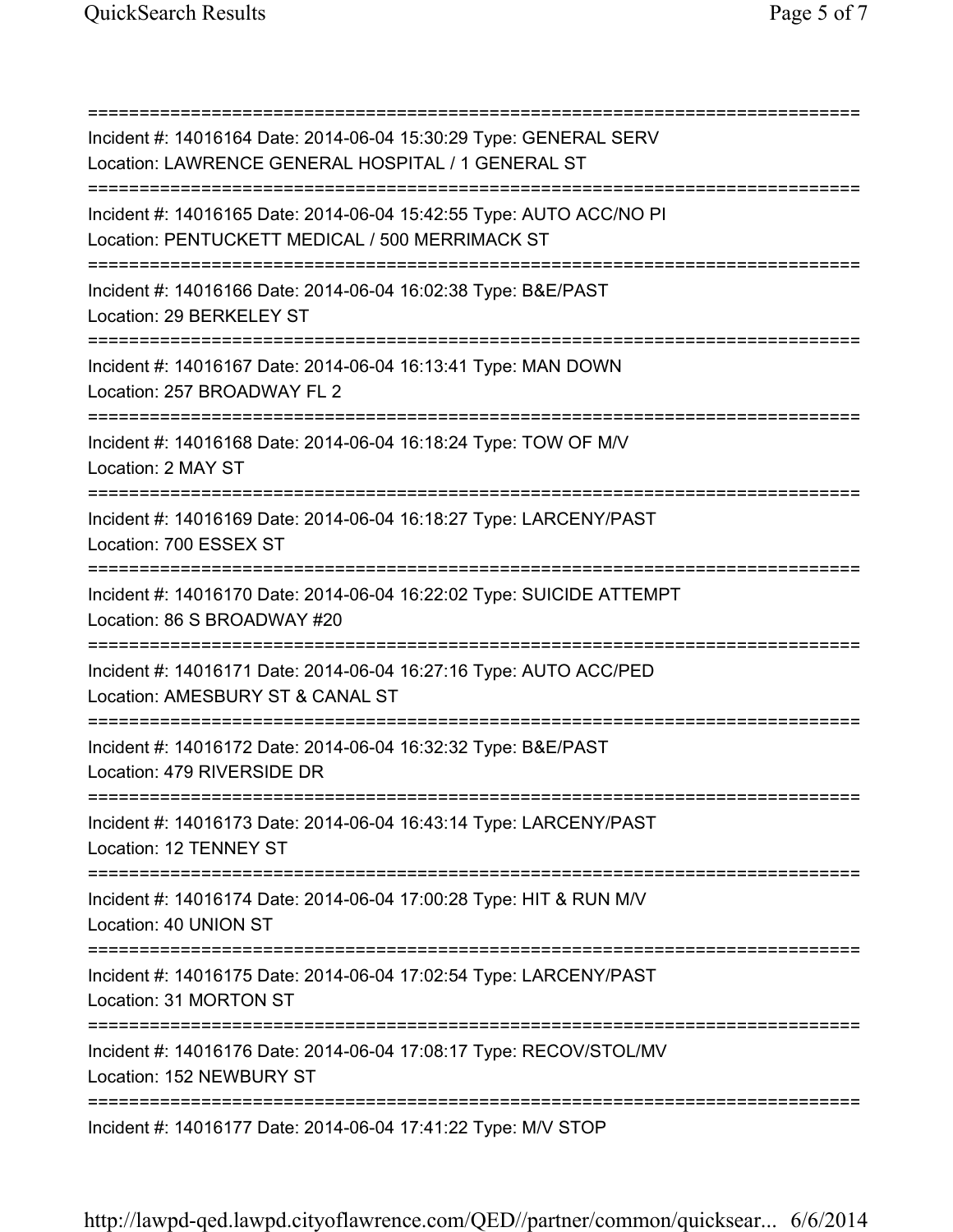===========================================================================
Incident #: 14016164 Date: 2014-06-04 15:30:29 Type: GENERAL SERV
Location: LAWRENCE GENERAL HOSPITAL / 1 GENERAL ST
===========================================================================
Incident #: 14016165 Date: 2014-06-04 15:42:55 Type: AUTO ACC/NO PI
Location: PENTUCKETT MEDICAL / 500 MERRIMACK ST
===========================================================================
Incident #: 14016166 Date: 2014-06-04 16:02:38 Type: B&E/PAST
Location: 29 BERKELEY ST
===========================================================================
Incident #: 14016167 Date: 2014-06-04 16:13:41 Type: MAN DOWN
Location: 257 BROADWAY FL 2
===========================================================================
Incident #: 14016168 Date: 2014-06-04 16:18:24 Type: TOW OF M/V
Location: 2 MAY ST
===========================================================================
Incident #: 14016169 Date: 2014-06-04 16:18:27 Type: LARCENY/PAST
Location: 700 ESSEX ST
===========================================================================
Incident #: 14016170 Date: 2014-06-04 16:22:02 Type: SUICIDE ATTEMPT
Location: 86 S BROADWAY #20
===========================================================================
Incident #: 14016171 Date: 2014-06-04 16:27:16 Type: AUTO ACC/PED
Location: AMESBURY ST & CANAL ST
===========================================================================
Incident #: 14016172 Date: 2014-06-04 16:32:32 Type: B&E/PAST
Location: 479 RIVERSIDE DR
===========================================================================
Incident #: 14016173 Date: 2014-06-04 16:43:14 Type: LARCENY/PAST
Location: 12 TENNEY ST
===========================================================================
Incident #: 14016174 Date: 2014-06-04 17:00:28 Type: HIT & RUN M/V
Location: 40 UNION ST
===========================================================================
Incident #: 14016175 Date: 2014-06-04 17:02:54 Type: LARCENY/PAST
Location: 31 MORTON ST
===========================================================================
Incident #: 14016176 Date: 2014-06-04 17:08:17 Type: RECOV/STOL/MV
Location: 152 NEWBURY ST
===========================================================================
Incident #: 14016177 Date: 2014-06-04 17:41:22 Type: M/V STOP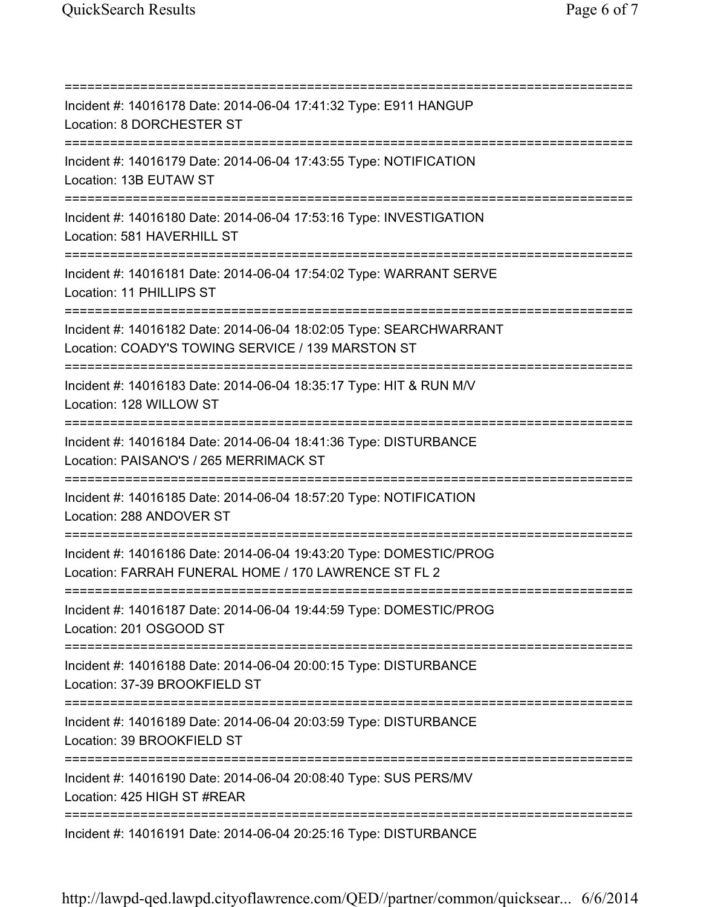===========================================================================
Incident #: 14016178 Date: 2014-06-04 17:41:32 Type: E911 HANGUP
Location: 8 DORCHESTER ST
===========================================================================
Incident #: 14016179 Date: 2014-06-04 17:43:55 Type: NOTIFICATION
Location: 13B EUTAW ST
===========================================================================
Incident #: 14016180 Date: 2014-06-04 17:53:16 Type: INVESTIGATION
Location: 581 HAVERHILL ST
===========================================================================
Incident #: 14016181 Date: 2014-06-04 17:54:02 Type: WARRANT SERVE
Location: 11 PHILLIPS ST
===========================================================================
Incident #: 14016182 Date: 2014-06-04 18:02:05 Type: SEARCHWARRANT
Location: COADY'S TOWING SERVICE / 139 MARSTON ST
===========================================================================
Incident #: 14016183 Date: 2014-06-04 18:35:17 Type: HIT & RUN M/V
Location: 128 WILLOW ST
===========================================================================
Incident #: 14016184 Date: 2014-06-04 18:41:36 Type: DISTURBANCE
Location: PAISANO'S / 265 MERRIMACK ST
===========================================================================
Incident #: 14016185 Date: 2014-06-04 18:57:20 Type: NOTIFICATION
Location: 288 ANDOVER ST
===========================================================================
Incident #: 14016186 Date: 2014-06-04 19:43:20 Type: DOMESTIC/PROG
Location: FARRAH FUNERAL HOME / 170 LAWRENCE ST FL 2
===========================================================================
Incident #: 14016187 Date: 2014-06-04 19:44:59 Type: DOMESTIC/PROG
Location: 201 OSGOOD ST
===========================================================================
Incident #: 14016188 Date: 2014-06-04 20:00:15 Type: DISTURBANCE
Location: 37-39 BROOKFIELD ST
===========================================================================
Incident #: 14016189 Date: 2014-06-04 20:03:59 Type: DISTURBANCE
Location: 39 BROOKFIELD ST
===========================================================================
Incident #: 14016190 Date: 2014-06-04 20:08:40 Type: SUS PERS/MV
Location: 425 HIGH ST #REAR
===========================================================================
Incident #: 14016191 Date: 2014-06-04 20:25:16 Type: DISTURBANCE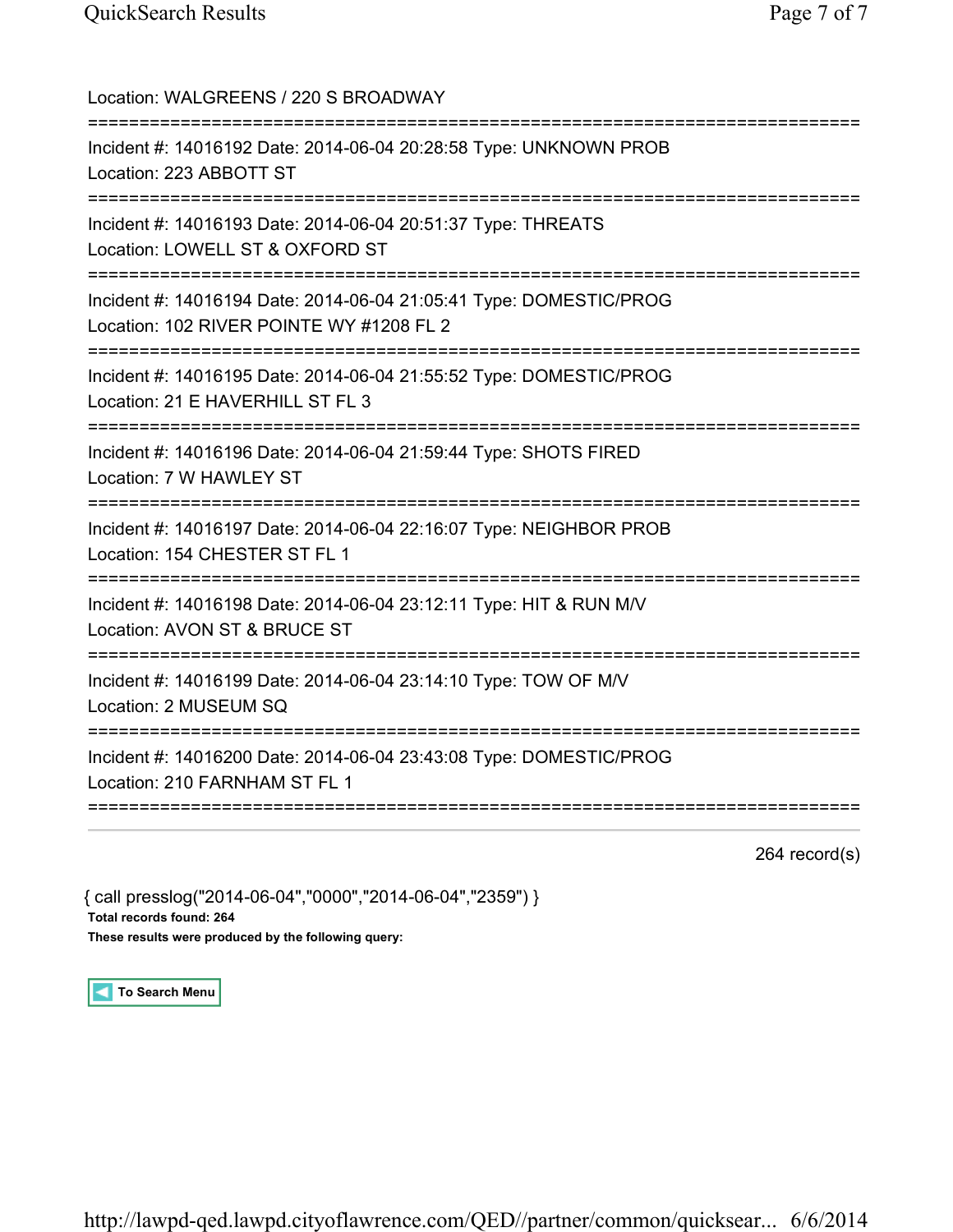Location: WALGREENS / 220 S BROADWAY

===========================================================================

Incident #: 14016192 Date: 2014-06-04 20:28:58 Type: UNKNOWN PROB

Location: 223 ABBOTT ST

===========================================================================

Incident #: 14016193 Date: 2014-06-04 20:51:37 Type: THREATS

Location: LOWELL ST & OXFORD ST

===========================================================================

Incident #: 14016194 Date: 2014-06-04 21:05:41 Type: DOMESTIC/PROG

Location: 102 RIVER POINTE WY #1208 FL 2

===========================================================================

Incident #: 14016195 Date: 2014-06-04 21:55:52 Type: DOMESTIC/PROG

Location: 21 E HAVERHILL ST FL 3

===========================================================================

Incident #: 14016196 Date: 2014-06-04 21:59:44 Type: SHOTS FIRED

Location: 7 W HAWLEY ST

===========================================================================

Incident #: 14016197 Date: 2014-06-04 22:16:07 Type: NEIGHBOR PROB

Location: 154 CHESTER ST FL 1

===========================================================================

Incident #: 14016198 Date: 2014-06-04 23:12:11 Type: HIT & RUN M/V

Location: AVON ST & BRUCE ST

===========================================================================

Incident #: 14016199 Date: 2014-06-04 23:14:10 Type: TOW OF M/V

Location: 2 MUSEUM SQ

===========================================================================

Incident #: 14016200 Date: 2014-06-04 23:43:08 Type: DOMESTIC/PROG

Location: 210 FARNHAM ST FL 1

===========================================================================

264 record(s)

{ call presslog("2014-06-04","0000","2014-06-04","2359") }

**Total records found: 264**

**These results were produced by the following query:**

To Search Menu